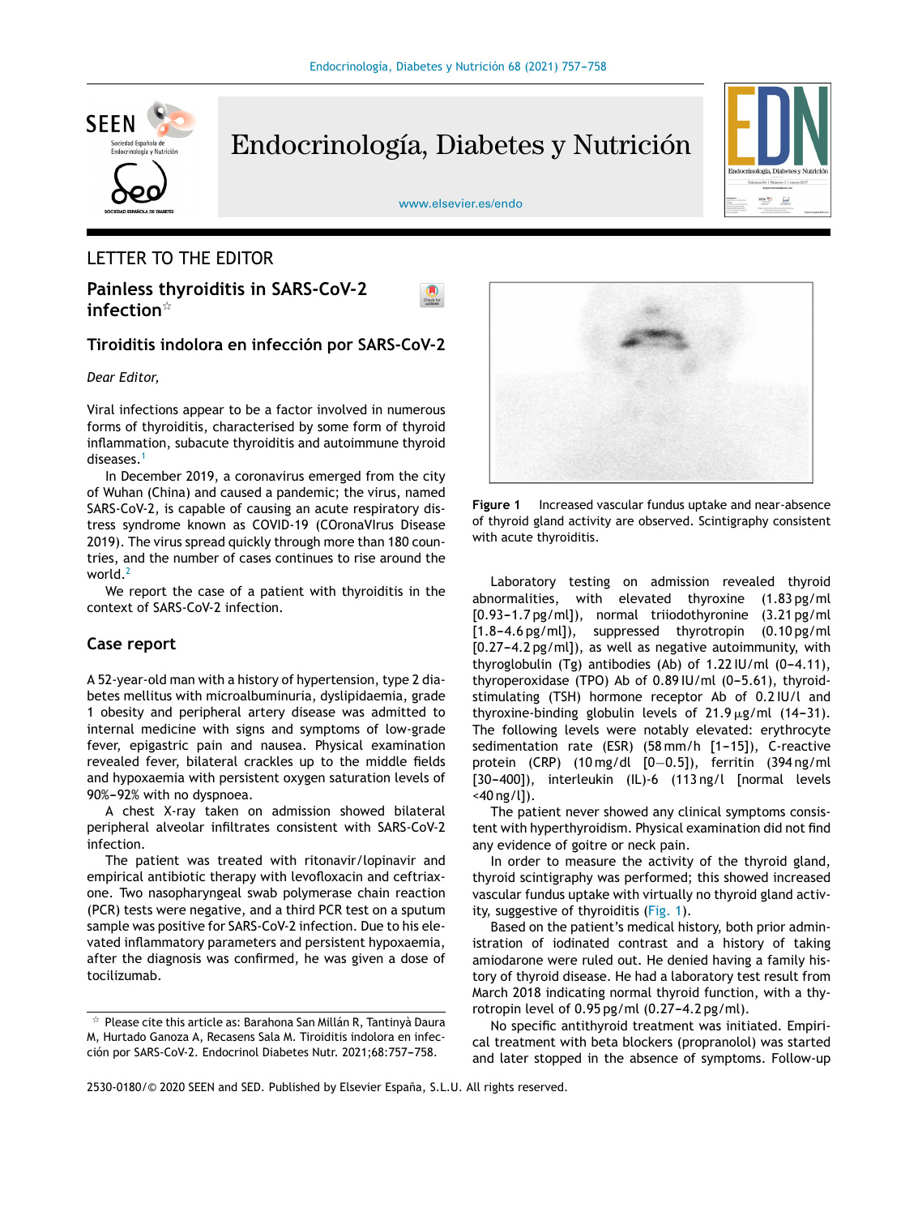LETTER TO THE EDITOR

# Painless thyroiditis in SARS-CoV-2 infection☆

## Tiroiditis indolora en infección por SARS-CoV-2

*Dear Editor,*

Viral infections appear to be a factor involved in numerous forms of thyroiditis, characterised by some form of thyroid inflammation, subacute thyroiditis and autoimmune thyroid diseases.[1]

In December 2019, a coronavirus emerged from the city of Wuhan (China) and caused a pandemic; the virus, named SARS-CoV-2, is capable of causing an acute respiratory distress syndrome known as COVID-19 (COronaVIrus Disease 2019). The virus spread quickly through more than 180 countries, and the number of cases continues to rise around the world.[2]

We report the case of a patient with thyroiditis in the context of SARS-CoV-2 infection.

## Case report

A 52-year-old man with a history of hypertension, type 2 diabetes mellitus with microalbuminuria, dyslipidaemia, grade 1 obesity and peripheral artery disease was admitted to internal medicine with signs and symptoms of low-grade fever, epigastric pain and nausea. Physical examination revealed fever, bilateral crackles up to the middle fields and hypoxaemia with persistent oxygen saturation levels of 90%–92% with no dyspnoea.

A chest X-ray taken on admission showed bilateral peripheral alveolar infiltrates consistent with SARS-CoV-2 infection.

The patient was treated with ritonavir/lopinavir and empirical antibiotic therapy with levofloxacin and ceftriaxone. Two nasopharyngeal swab polymerase chain reaction (PCR) tests were negative, and a third PCR test on a sputum sample was positive for SARS-CoV-2 infection. Due to his elevated inflammatory parameters and persistent hypoxaemia, after the diagnosis was confirmed, he was given a dose of tocilizumab.

Figure 1 Increased vascular fundus uptake and near-absence of thyroid gland activity are observed. Scintigraphy consistent with acute thyroiditis.

Laboratory testing on admission revealed thyroid abnormalities, with elevated thyroxine (1.83 pg/ml [0.93–1.7 pg/ml]), normal triiodothyronine (3.21 pg/ml [1.8–4.6 pg/ml]), suppressed thyrotropin (0.10 pg/ml [0.27–4.2 pg/ml]), as well as negative autoimmunity, with thyroglobulin (Tg) antibodies (Ab) of 1.22 IU/ml (0–4.11), thyroperoxidase (TPO) Ab of 0.89 IU/ml (0–5.61), thyroid-stimulating (TSH) hormone receptor Ab of 0.2 IU/l and thyroxine-binding globulin levels of 21.9 μg/ml (14–31). The following levels were notably elevated: erythrocyte sedimentation rate (ESR) (58 mm/h [1–15]), C-reactive protein (CRP) (10 mg/dl [0–0.5]), ferritin (394 ng/ml [30–400]), interleukin (IL)-6 (113 ng/l [normal levels <40 ng/l]).

The patient never showed any clinical symptoms consistent with hyperthyroidism. Physical examination did not find any evidence of goitre or neck pain.

In order to measure the activity of the thyroid gland, thyroid scintigraphy was performed; this showed increased vascular fundus uptake with virtually no thyroid gland activity, suggestive of thyroiditis (Fig. 1).

Based on the patient's medical history, both prior administration of iodinated contrast and a history of taking amiodarone were ruled out. He denied having a family history of thyroid disease. He had a laboratory test result from March 2018 indicating normal thyroid function, with a thyrotropin level of 0.95 pg/ml (0.27–4.2 pg/ml).

No specific antithyroid treatment was initiated. Empirical treatment with beta blockers (propranolol) was started and later stopped in the absence of symptoms. Follow-up

☆ Please cite this article as: Barahona San Millán R, Tantinyà Daura M, Hurtado Ganoza A, Recasens Sala M. Tiroiditis indolora en infección por SARS-CoV-2. Endocrinol Diabetes Nutr. 2021;68:757–758.

2530-0180/© 2020 SEEN and SED. Published by Elsevier España, S.L.U. All rights reserved.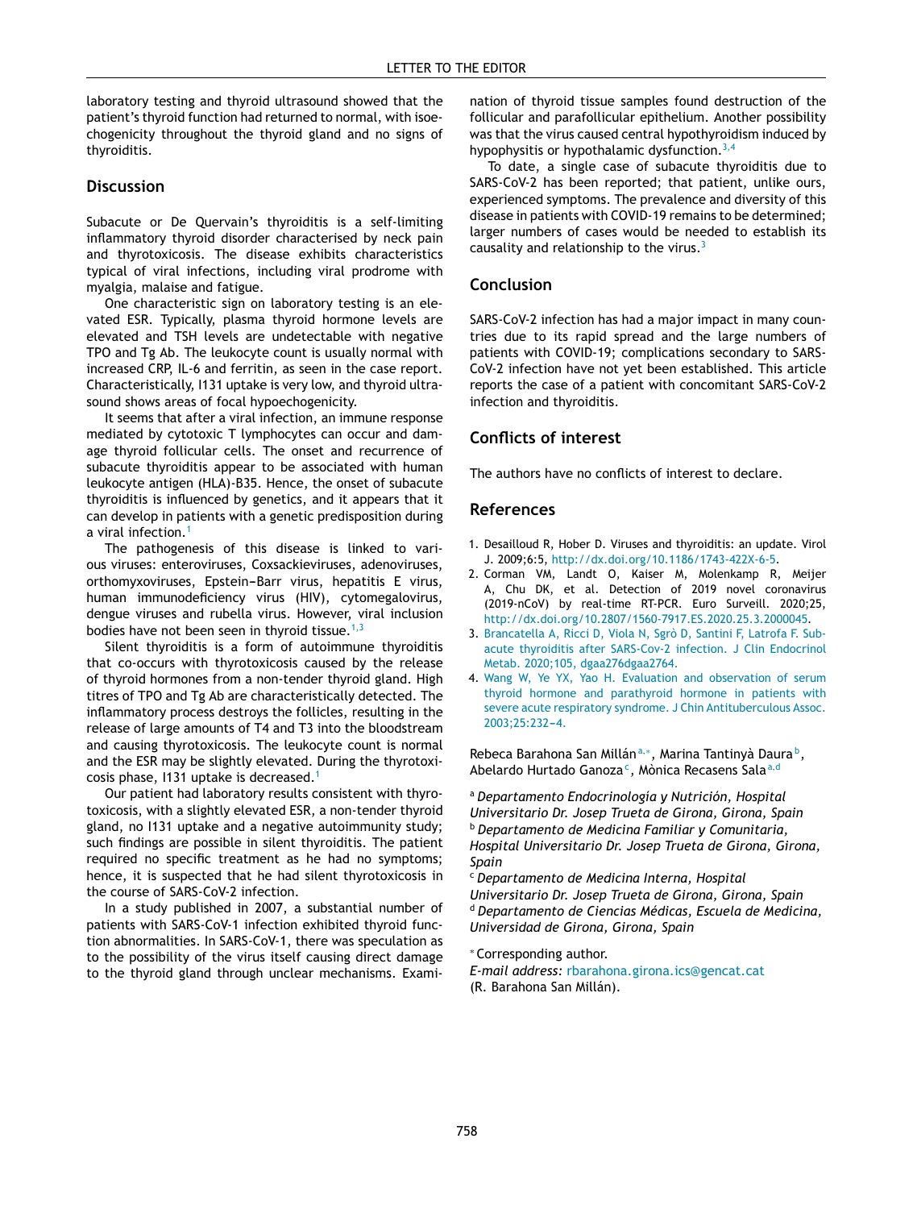laboratory testing and thyroid ultrasound showed that the patient's thyroid function had returned to normal, with isoechogenicity throughout the thyroid gland and no signs of thyroiditis.

## Discussion

Subacute or De Quervain's thyroiditis is a self-limiting inflammatory thyroid disorder characterised by neck pain and thyrotoxicosis. The disease exhibits characteristics typical of viral infections, including viral prodrome with myalgia, malaise and fatigue.

One characteristic sign on laboratory testing is an elevated ESR. Typically, plasma thyroid hormone levels are elevated and TSH levels are undetectable with negative TPO and Tg Ab. The leukocyte count is usually normal with increased CRP, IL-6 and ferritin, as seen in the case report. Characteristically, I131 uptake is very low, and thyroid ultrasound shows areas of focal hypoechogenicity.

It seems that after a viral infection, an immune response mediated by cytotoxic T lymphocytes can occur and damage thyroid follicular cells. The onset and recurrence of subacute thyroiditis appear to be associated with human leukocyte antigen (HLA)-B35. Hence, the onset of subacute thyroiditis is influenced by genetics, and it appears that it can develop in patients with a genetic predisposition during a viral infection.[1]

The pathogenesis of this disease is linked to various viruses: enteroviruses, Coxsackieviruses, adenoviruses, orthomyxoviruses, Epstein–Barr virus, hepatitis E virus, human immunodeficiency virus (HIV), cytomegalovirus, dengue viruses and rubella virus. However, viral inclusion bodies have not been seen in thyroid tissue.[1,3]

Silent thyroiditis is a form of autoimmune thyroiditis that co-occurs with thyrotoxicosis caused by the release of thyroid hormones from a non-tender thyroid gland. High titres of TPO and Tg Ab are characteristically detected. The inflammatory process destroys the follicles, resulting in the release of large amounts of T4 and T3 into the bloodstream and causing thyrotoxicosis. The leukocyte count is normal and the ESR may be slightly elevated. During the thyrotoxicosis phase, I131 uptake is decreased.[1]

Our patient had laboratory results consistent with thyrotoxicosis, with a slightly elevated ESR, a non-tender thyroid gland, no I131 uptake and a negative autoimmunity study; such findings are possible in silent thyroiditis. The patient required no specific treatment as he had no symptoms; hence, it is suspected that he had silent thyrotoxicosis in the course of SARS-CoV-2 infection.

In a study published in 2007, a substantial number of patients with SARS-CoV-1 infection exhibited thyroid function abnormalities. In SARS-CoV-1, there was speculation as to the possibility of the virus itself causing direct damage to the thyroid gland through unclear mechanisms. Examination of thyroid tissue samples found destruction of the follicular and parafollicular epithelium. Another possibility was that the virus caused central hypothyroidism induced by hypophysitis or hypothalamic dysfunction.[3,4]

To date, a single case of subacute thyroiditis due to SARS-CoV-2 has been reported; that patient, unlike ours, experienced symptoms. The prevalence and diversity of this disease in patients with COVID-19 remains to be determined; larger numbers of cases would be needed to establish its causality and relationship to the virus.[3]

## Conclusion

SARS-CoV-2 infection has had a major impact in many countries due to its rapid spread and the large numbers of patients with COVID-19; complications secondary to SARS-CoV-2 infection have not yet been established. This article reports the case of a patient with concomitant SARS-CoV-2 infection and thyroiditis.

## Conflicts of interest

The authors have no conflicts of interest to declare.

## References

1. Desailloud R, Hober D. Viruses and thyroiditis: an update. Virol J. 2009;6:5, http://dx.doi.org/10.1186/1743-422X-6-5.
2. Corman VM, Landt O, Kaiser M, Molenkamp R, Meijer A, Chu DK, et al. Detection of 2019 novel coronavirus (2019-nCoV) by real-time RT-PCR. Euro Surveill. 2020;25, http://dx.doi.org/10.2807/1560-7917.ES.2020.25.3.2000045.
3. Brancatella A, Ricci D, Viola N, Sgrò D, Santini F, Latrofa F. Subacute thyroiditis after SARS-Cov-2 infection. J Clin Endocrinol Metab. 2020;105, dgaa276dgaa2764.
4. Wang W, Ye YX, Yao H. Evaluation and observation of serum thyroid hormone and parathyroid hormone in patients with severe acute respiratory syndrome. J Chin Antituberculous Assoc. 2003;25:232–4.

Rebeca Barahona San Millán[a,*], Marina Tantinyà Daura[b], Abelardo Hurtado Ganoza[c], Mònica Recasens Sala[a,d]

[a] *Departamento Endocrinología y Nutrición, Hospital Universitario Dr. Josep Trueta de Girona, Girona, Spain*
[b] *Departamento de Medicina Familiar y Comunitaria, Hospital Universitario Dr. Josep Trueta de Girona, Girona, Spain*
[c] *Departamento de Medicina Interna, Hospital Universitario Dr. Josep Trueta de Girona, Girona, Spain*
[d] *Departamento de Ciencias Médicas, Escuela de Medicina, Universidad de Girona, Girona, Spain*

* Corresponding author.
*E-mail address:* rbarahona.girona.ics@gencat.cat (R. Barahona San Millán).